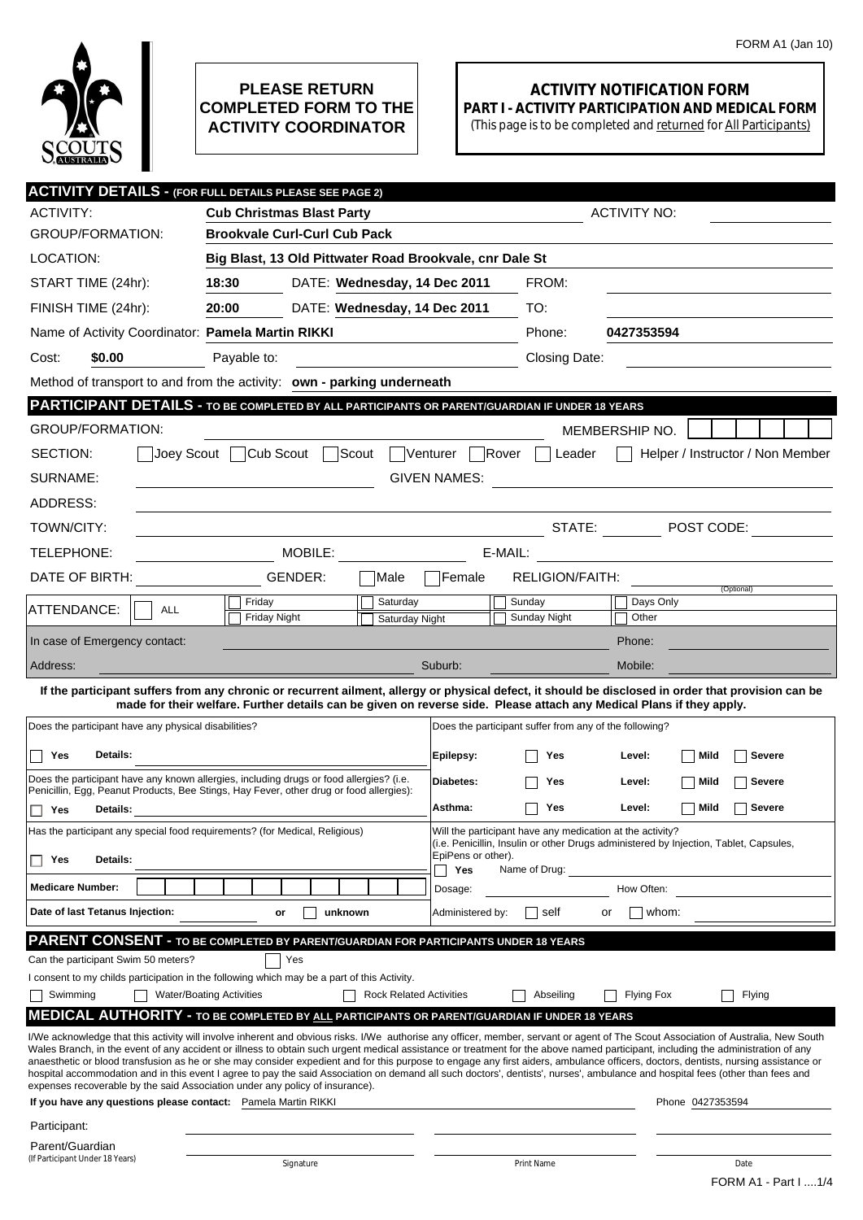FORM A1 (Jan 10)

**PLEASE RETURN COMPLETED FORM TO THE ACTIVITY COORDINATOR**

# ACTIVITY NOTIFICATION FORM

## PART I - ACTIVITY PARTICIPATION AND MEDICAL FORM

(This page is to be completed and returned for All Participants)

## ACTIVITY DETAILS - (FOR FULL DETAILS PLEASE SEE PAGE 2)

ACTIVITY: **Cub Christmas Blast Party** ACTIVITY NO:

GROUP/FORMATION: **Brookvale Curl-Curl Cub Pack**

LOCATION: **Big Blast, 13 Old Pittwater Road Brookvale, cnr Dale St**

START TIME (24hr): **18:30** DATE: **Wednesday, 14 Dec 2011** FROM:

FINISH TIME (24hr): **20:00** DATE: **Wednesday, 14 Dec 2011** TO:

Name of Activity Coordinator: **Pamela Martin RIKKI** Phone: **0427353594**

Cost: **$0.00** Payable to: Closing Date:

Method of transport to and from the activity: **own - parking underneath**

## PARTICIPANT DETAILS - TO BE COMPLETED BY ALL PARTICIPANTS OR PARENT/GUARDIAN IF UNDER 18 YEARS

GROUP/FORMATION: MEMBERSHIP NO.

SECTION: ☐ Joey Scout ☐ Cub Scout ☐ Scout ☐ Venturer ☐ Rover ☐ Leader ☐ Helper / Instructor / Non Member

SURNAME: GIVEN NAMES:

ADDRESS:

TOWN/CITY: STATE: POST CODE:

TELEPHONE: MOBILE: E-MAIL:

DATE OF BIRTH: GENDER: ☐ Male ☐ Female RELIGION/FAITH: (Optional)

ATTENDANCE: ☐ ALL ☐ Friday ☐ Friday Night ☐ Saturday ☐ Saturday Night ☐ Sunday ☐ Sunday Night ☐ Days Only ☐ Other

In case of Emergency contact: Phone:

Address: Suburb: Mobile:

**If the participant suffers from any chronic or recurrent ailment, allergy or physical defect, it should be disclosed in order that provision can be made for their welfare. Further details can be given on reverse side. Please attach any Medical Plans if they apply.**

Does the participant have any physical disabilities?

☐ **Yes** **Details:**

Does the participant have any known allergies, including drugs or food allergies? (i.e. Penicillin, Egg, Peanut Products, Bee Stings, Hay Fever, other drug or food allergies):

☐ **Yes** **Details:**

Has the participant any special food requirements? (for Medical, Religious)

☐ **Yes** **Details:**

**Medicare Number:**

**Date of last Tetanus Injection:** or ☐ **unknown**

Does the participant suffer from any of the following?

| | | | | |
|---|---|---|---|---|
| **Epilepsy:** | ☐ **Yes** | **Level:** | ☐ **Mild** | ☐ **Severe** |
| **Diabetes:** | ☐ **Yes** | **Level:** | ☐ **Mild** | ☐ **Severe** |
| **Asthma:** | ☐ **Yes** | **Level:** | ☐ **Mild** | ☐ **Severe** |

Will the participant have any medication at the activity? (i.e. Penicillin, Insulin or other Drugs administered by Injection, Tablet, Capsules, EpiPens or other).

☐ **Yes** Name of Drug:

Dosage: How Often:

Administered by: ☐ self or ☐ whom:

## PARENT CONSENT - TO BE COMPLETED BY PARENT/GUARDIAN FOR PARTICIPANTS UNDER 18 YEARS

Can the participant Swim 50 meters? ☐ Yes

I consent to my childs participation in the following which may be a part of this Activity.

☐ Swimming ☐ Water/Boating Activities ☐ Rock Related Activities ☐ Abseiling ☐ Flying Fox ☐ Flying

## MEDICAL AUTHORITY - TO BE COMPLETED BY ALL PARTICIPANTS OR PARENT/GUARDIAN IF UNDER 18 YEARS

I/We acknowledge that this activity will involve inherent and obvious risks. I/We authorise any officer, member, servant or agent of The Scout Association of Australia, New South Wales Branch, in the event of any accident or illness to obtain such urgent medical assistance or treatment for the above named participant, including the administration of any anaesthetic or blood transfusion as he or she may consider expedient and for this purpose to engage any first aiders, ambulance officers, doctors, dentists, nursing assistance or hospital accommodation and in this event I agree to pay the said Association on demand all such doctors', dentists', nurses', ambulance and hospital fees (other than fees and expenses recoverable by the said Association under any policy of insurance).

**If you have any questions please contact:** Pamela Martin RIKKI Phone 0427353594

| | Signature | Print Name | Date |
|---|---|---|---|
| Participant: | | | |
| Parent/Guardian (If Participant Under 18 Years) | | | |

FORM A1 - Part I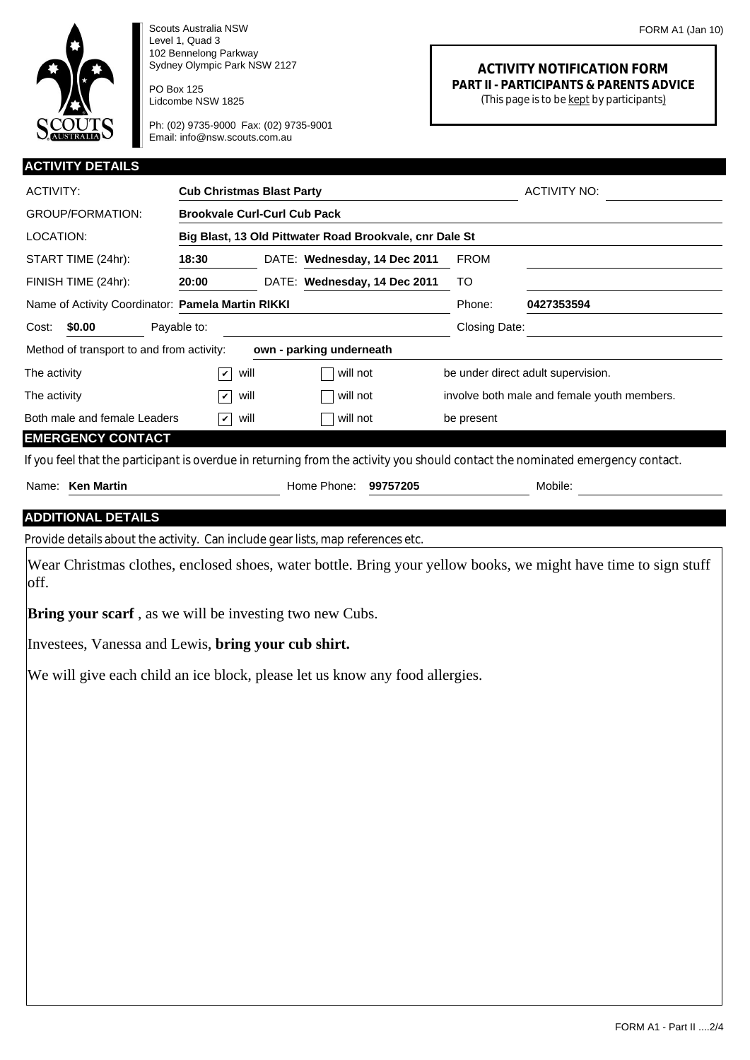Scouts Australia NSW
Level 1, Quad 3
102 Bennelong Parkway
Sydney Olympic Park NSW 2127

PO Box 125
Lidcombe NSW 1825

Ph: (02) 9735-9000 Fax: (02) 9735-9001
Email: info@nsw.scouts.com.au

FORM A1 (Jan 10)

# ACTIVITY NOTIFICATION FORM

**PART II - PARTICIPANTS & PARENTS ADVICE**

*(This page is to be kept by participants)*

## ACTIVITY DETAILS

ACTIVITY: **Cub Christmas Blast Party** ACTIVITY NO:

GROUP/FORMATION: **Brookvale Curl-Curl Cub Pack**

LOCATION: **Big Blast, 13 Old Pittwater Road Brookvale, cnr Dale St**

START TIME (24hr): **18:30** DATE: **Wednesday, 14 Dec 2011** FROM

FINISH TIME (24hr): **20:00** DATE: **Wednesday, 14 Dec 2011** TO

Name of Activity Coordinator: **Pamela Martin RIKKI** Phone: **0427353594**

Cost: **$0.00** Payable to: Closing Date:

Method of transport to and from activity: **own - parking underneath**

The activity ☑ will ☐ will not be under direct adult supervision.

The activity ☑ will ☐ will not involve both male and female youth members.

Both male and female Leaders ☑ will ☐ will not be present

## EMERGENCY CONTACT

If you feel that the participant is overdue in returning from the activity you should contact the nominated emergency contact.

Name: **Ken Martin** Home Phone: **99757205** Mobile:

## ADDITIONAL DETAILS

Provide details about the activity. Can include gear lists, map references etc.

Wear Christmas clothes, enclosed shoes, water bottle. Bring your yellow books, we might have time to sign stuff off.

**Bring your scarf** , as we will be investing two new Cubs.

Investees, Vanessa and Lewis, **bring your cub shirt.**

We will give each child an ice block, please let us know any food allergies.

FORM A1 - Part II ....2/4